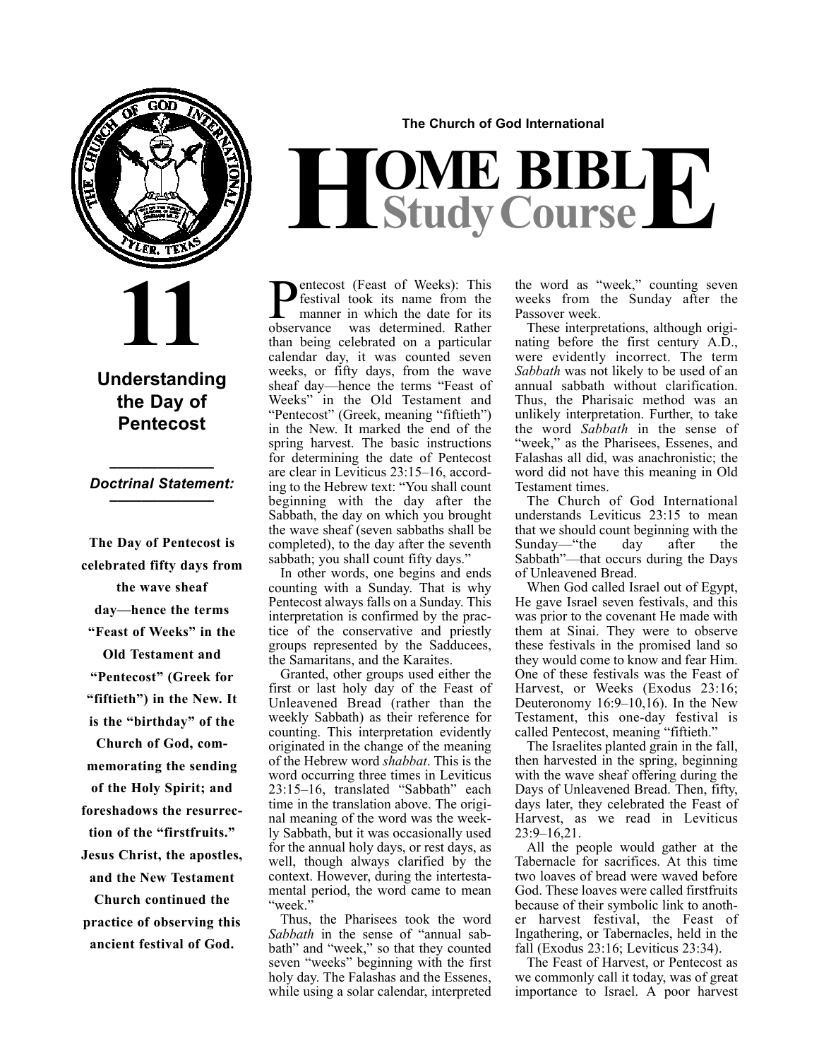The Church of God International

# HOME BIBLE Study Course

# 11

## Understanding the Day of Pentecost

***Doctrinal Statement:***

**The Day of Pentecost is celebrated fifty days from the wave sheaf day—hence the terms "Feast of Weeks" in the Old Testament and "Pentecost" (Greek for "fiftieth") in the New. It is the "birthday" of the Church of God, commemorating the sending of the Holy Spirit; and foreshadows the resurrection of the "firstfruits." Jesus Christ, the apostles, and the New Testament Church continued the practice of observing this ancient festival of God.**

Pentecost (Feast of Weeks): This festival took its name from the manner in which the date for its observance was determined. Rather than being celebrated on a particular calendar day, it was counted seven weeks, or fifty days, from the wave sheaf day—hence the terms "Feast of Weeks" in the Old Testament and "Pentecost" (Greek, meaning "fiftieth") in the New. It marked the end of the spring harvest. The basic instructions for determining the date of Pentecost are clear in Leviticus 23:15–16, according to the Hebrew text: "You shall count beginning with the day after the Sabbath, the day on which you brought the wave sheaf (seven sabbaths shall be completed), to the day after the seventh sabbath; you shall count fifty days."

In other words, one begins and ends counting with a Sunday. That is why Pentecost always falls on a Sunday. This interpretation is confirmed by the practice of the conservative and priestly groups represented by the Sadducees, the Samaritans, and the Karaites.

Granted, other groups used either the first or last holy day of the Feast of Unleavened Bread (rather than the weekly Sabbath) as their reference for counting. This interpretation evidently originated in the change of the meaning of the Hebrew word *shabbat*. This is the word occurring three times in Leviticus 23:15–16, translated "Sabbath" each time in the translation above. The original meaning of the word was the weekly Sabbath, but it was occasionally used for the annual holy days, or rest days, as well, though always clarified by the context. However, during the intertestamental period, the word came to mean "week."

Thus, the Pharisees took the word *Sabbath* in the sense of "annual sabbath" and "week," so that they counted seven "weeks" beginning with the first holy day. The Falashas and the Essenes, while using a solar calendar, interpreted the word as "week," counting seven weeks from the Sunday after the Passover week.

These interpretations, although originating before the first century A.D., were evidently incorrect. The term *Sabbath* was not likely to be used of an annual sabbath without clarification. Thus, the Pharisaic method was an unlikely interpretation. Further, to take the word *Sabbath* in the sense of "week," as the Pharisees, Essenes, and Falashas all did, was anachronistic; the word did not have this meaning in Old Testament times.

The Church of God International understands Leviticus 23:15 to mean that we should count beginning with the Sunday—"the day after the Sabbath"—that occurs during the Days of Unleavened Bread.

When God called Israel out of Egypt, He gave Israel seven festivals, and this was prior to the covenant He made with them at Sinai. They were to observe these festivals in the promised land so they would come to know and fear Him. One of these festivals was the Feast of Harvest, or Weeks (Exodus 23:16; Deuteronomy 16:9–10,16). In the New Testament, this one-day festival is called Pentecost, meaning "fiftieth."

The Israelites planted grain in the fall, then harvested in the spring, beginning with the wave sheaf offering during the Days of Unleavened Bread. Then, fifty, days later, they celebrated the Feast of Harvest, as we read in Leviticus 23:9–16,21.

All the people would gather at the Tabernacle for sacrifices. At this time two loaves of bread were waved before God. These loaves were called firstfruits because of their symbolic link to another harvest festival, the Feast of Ingathering, or Tabernacles, held in the fall (Exodus 23:16; Leviticus 23:34).

The Feast of Harvest, or Pentecost as we commonly call it today, was of great importance to Israel. A poor harvest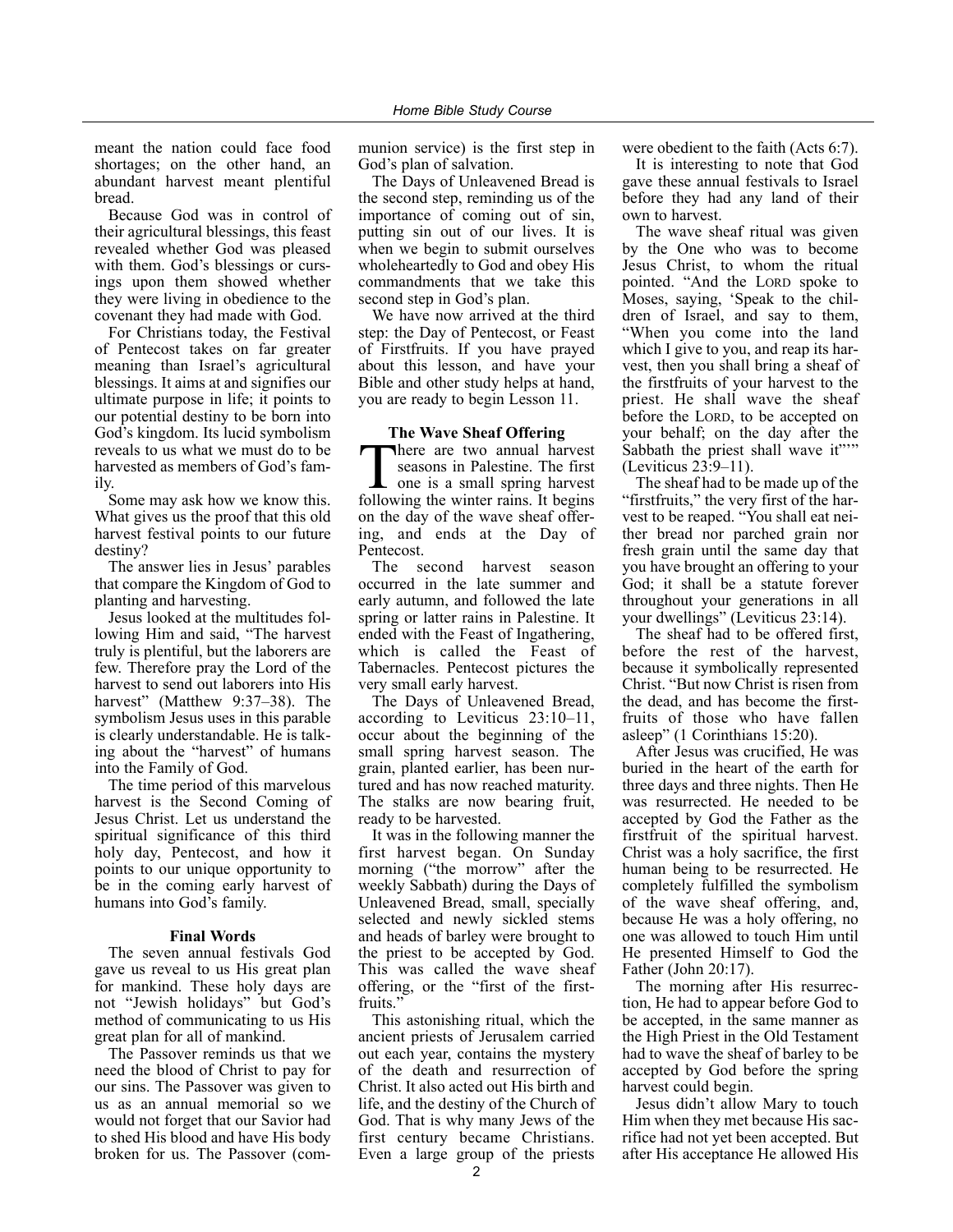meant the nation could face food shortages; on the other hand, an abundant harvest meant plentiful bread.

Because God was in control of their agricultural blessings, this feast revealed whether God was pleased with them. God's blessings or cursings upon them showed whether they were living in obedience to the covenant they had made with God.

For Christians today, the Festival of Pentecost takes on far greater meaning than Israel's agricultural blessings. It aims at and signifies our ultimate purpose in life; it points to our potential destiny to be born into God's kingdom. Its lucid symbolism reveals to us what we must do to be harvested as members of God's family.

Some may ask how we know this. What gives us the proof that this old harvest festival points to our future destiny?

The answer lies in Jesus' parables that compare the Kingdom of God to planting and harvesting.

Jesus looked at the multitudes following Him and said, "The harvest truly is plentiful, but the laborers are few. Therefore pray the Lord of the harvest to send out laborers into His harvest" (Matthew 9:37–38). The symbolism Jesus uses in this parable is clearly understandable. He is talking about the "harvest" of humans into the Family of God.

The time period of this marvelous harvest is the Second Coming of Jesus Christ. Let us understand the spiritual significance of this third holy day, Pentecost, and how it points to our unique opportunity to be in the coming early harvest of humans into God's family.

**Final Words**

The seven annual festivals God gave us reveal to us His great plan for mankind. These holy days are not "Jewish holidays" but God's method of communicating to us His great plan for all of mankind.

The Passover reminds us that we need the blood of Christ to pay for our sins. The Passover was given to us as an annual memorial so we would not forget that our Savior had to shed His blood and have His body broken for us. The Passover (communion service) is the first step in God's plan of salvation.

The Days of Unleavened Bread is the second step, reminding us of the importance of coming out of sin, putting sin out of our lives. It is when we begin to submit ourselves wholeheartedly to God and obey His commandments that we take this second step in God's plan.

We have now arrived at the third step: the Day of Pentecost, or Feast of Firstfruits. If you have prayed about this lesson, and have your Bible and other study helps at hand, you are ready to begin Lesson 11.

**The Wave Sheaf Offering**

There are two annual harvest seasons in Palestine. The first one is a small spring harvest following the winter rains. It begins on the day of the wave sheaf offering, and ends at the Day of Pentecost.

The second harvest season occurred in the late summer and early autumn, and followed the late spring or latter rains in Palestine. It ended with the Feast of Ingathering, which is called the Feast of Tabernacles. Pentecost pictures the very small early harvest.

The Days of Unleavened Bread, according to Leviticus 23:10–11, occur about the beginning of the small spring harvest season. The grain, planted earlier, has been nurtured and has now reached maturity. The stalks are now bearing fruit, ready to be harvested.

It was in the following manner the first harvest began. On Sunday morning ("the morrow" after the weekly Sabbath) during the Days of Unleavened Bread, small, specially selected and newly sickled stems and heads of barley were brought to the priest to be accepted by God. This was called the wave sheaf offering, or the "first of the firstfruits."

This astonishing ritual, which the ancient priests of Jerusalem carried out each year, contains the mystery of the death and resurrection of Christ. It also acted out His birth and life, and the destiny of the Church of God. That is why many Jews of the first century became Christians. Even a large group of the priests were obedient to the faith (Acts 6:7).

It is interesting to note that God gave these annual festivals to Israel before they had any land of their own to harvest.

The wave sheaf ritual was given by the One who was to become Jesus Christ, to whom the ritual pointed. "And the LORD spoke to Moses, saying, 'Speak to the children of Israel, and say to them, "When you come into the land which I give to you, and reap its harvest, then you shall bring a sheaf of the firstfruits of your harvest to the priest. He shall wave the sheaf before the LORD, to be accepted on your behalf; on the day after the Sabbath the priest shall wave it"'" (Leviticus 23:9–11).

The sheaf had to be made up of the "firstfruits," the very first of the harvest to be reaped. "You shall eat neither bread nor parched grain nor fresh grain until the same day that you have brought an offering to your God; it shall be a statute forever throughout your generations in all your dwellings" (Leviticus 23:14).

The sheaf had to be offered first, before the rest of the harvest, because it symbolically represented Christ. "But now Christ is risen from the dead, and has become the firstfruits of those who have fallen asleep" (1 Corinthians 15:20).

After Jesus was crucified, He was buried in the heart of the earth for three days and three nights. Then He was resurrected. He needed to be accepted by God the Father as the firstfruit of the spiritual harvest. Christ was a holy sacrifice, the first human being to be resurrected. He completely fulfilled the symbolism of the wave sheaf offering, and, because He was a holy offering, no one was allowed to touch Him until He presented Himself to God the Father (John 20:17).

The morning after His resurrection, He had to appear before God to be accepted, in the same manner as the High Priest in the Old Testament had to wave the sheaf of barley to be accepted by God before the spring harvest could begin.

Jesus didn't allow Mary to touch Him when they met because His sacrifice had not yet been accepted. But after His acceptance He allowed His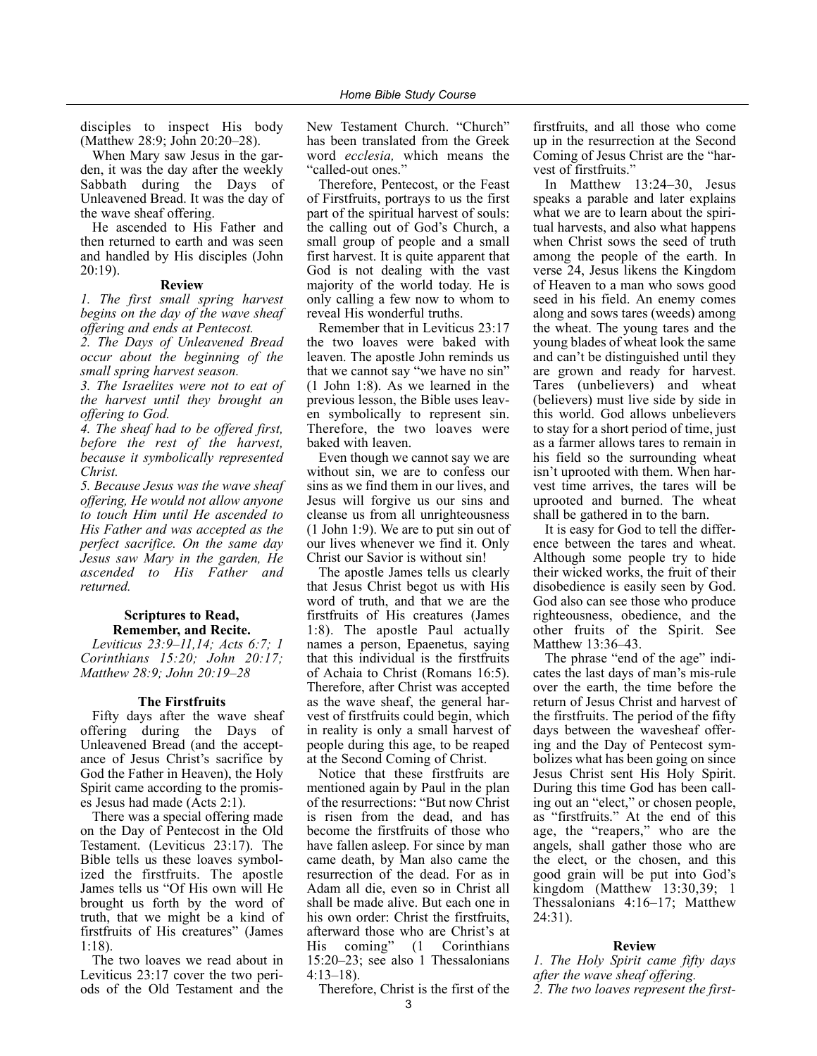disciples to inspect His body (Matthew 28:9; John 20:20–28).

When Mary saw Jesus in the garden, it was the day after the weekly Sabbath during the Days of Unleavened Bread. It was the day of the wave sheaf offering.

He ascended to His Father and then returned to earth and was seen and handled by His disciples (John 20:19).

**Review**

*1. The first small spring harvest begins on the day of the wave sheaf offering and ends at Pentecost.*

*2. The Days of Unleavened Bread occur about the beginning of the small spring harvest season.*

*3. The Israelites were not to eat of the harvest until they brought an offering to God.*

*4. The sheaf had to be offered first, before the rest of the harvest, because it symbolically represented Christ.*

*5. Because Jesus was the wave sheaf offering, He would not allow anyone to touch Him until He ascended to His Father and was accepted as the perfect sacrifice. On the same day Jesus saw Mary in the garden, He ascended to His Father and returned.*

**Scriptures to Read, Remember, and Recite.**

*Leviticus 23:9–11,14; Acts 6:7; 1 Corinthians 15:20; John 20:17; Matthew 28:9; John 20:19–28*

**The Firstfruits**

Fifty days after the wave sheaf offering during the Days of Unleavened Bread (and the acceptance of Jesus Christ's sacrifice by God the Father in Heaven), the Holy Spirit came according to the promises Jesus had made (Acts 2:1).

There was a special offering made on the Day of Pentecost in the Old Testament. (Leviticus 23:17). The Bible tells us these loaves symbolized the firstfruits. The apostle James tells us "Of His own will He brought us forth by the word of truth, that we might be a kind of firstfruits of His creatures" (James 1:18).

The two loaves we read about in Leviticus 23:17 cover the two periods of the Old Testament and the New Testament Church. "Church" has been translated from the Greek word *ecclesia,* which means the "called-out ones."

Therefore, Pentecost, or the Feast of Firstfruits, portrays to us the first part of the spiritual harvest of souls: the calling out of God's Church, a small group of people and a small first harvest. It is quite apparent that God is not dealing with the vast majority of the world today. He is only calling a few now to whom to reveal His wonderful truths.

Remember that in Leviticus 23:17 the two loaves were baked with leaven. The apostle John reminds us that we cannot say "we have no sin" (1 John 1:8). As we learned in the previous lesson, the Bible uses leaven symbolically to represent sin. Therefore, the two loaves were baked with leaven.

Even though we cannot say we are without sin, we are to confess our sins as we find them in our lives, and Jesus will forgive us our sins and cleanse us from all unrighteousness (1 John 1:9). We are to put sin out of our lives whenever we find it. Only Christ our Savior is without sin!

The apostle James tells us clearly that Jesus Christ begot us with His word of truth, and that we are the firstfruits of His creatures (James 1:8). The apostle Paul actually names a person, Epaenetus, saying that this individual is the firstfruits of Achaia to Christ (Romans 16:5). Therefore, after Christ was accepted as the wave sheaf, the general harvest of firstfruits could begin, which in reality is only a small harvest of people during this age, to be reaped at the Second Coming of Christ.

Notice that these firstfruits are mentioned again by Paul in the plan of the resurrections: "But now Christ is risen from the dead, and has become the firstfruits of those who have fallen asleep. For since by man came death, by Man also came the resurrection of the dead. For as in Adam all die, even so in Christ all shall be made alive. But each one in his own order: Christ the firstfruits, afterward those who are Christ's at His coming" (1 Corinthians 15:20–23; see also 1 Thessalonians 4:13–18).

Therefore, Christ is the first of the firstfruits, and all those who come up in the resurrection at the Second Coming of Jesus Christ are the "harvest of firstfruits."

In Matthew 13:24–30, Jesus speaks a parable and later explains what we are to learn about the spiritual harvests, and also what happens when Christ sows the seed of truth among the people of the earth. In verse 24, Jesus likens the Kingdom of Heaven to a man who sows good seed in his field. An enemy comes along and sows tares (weeds) among the wheat. The young tares and the young blades of wheat look the same and can't be distinguished until they are grown and ready for harvest. Tares (unbelievers) and wheat (believers) must live side by side in this world. God allows unbelievers to stay for a short period of time, just as a farmer allows tares to remain in his field so the surrounding wheat isn't uprooted with them. When harvest time arrives, the tares will be uprooted and burned. The wheat shall be gathered in to the barn.

It is easy for God to tell the difference between the tares and wheat. Although some people try to hide their wicked works, the fruit of their disobedience is easily seen by God. God also can see those who produce righteousness, obedience, and the other fruits of the Spirit. See Matthew 13:36–43.

The phrase "end of the age" indicates the last days of man's mis-rule over the earth, the time before the return of Jesus Christ and harvest of the firstfruits. The period of the fifty days between the wavesheaf offering and the Day of Pentecost symbolizes what has been going on since Jesus Christ sent His Holy Spirit. During this time God has been calling out an "elect," or chosen people, as "firstfruits." At the end of this age, the "reapers," who are the angels, shall gather those who are the elect, or the chosen, and this good grain will be put into God's kingdom (Matthew 13:30,39; 1 Thessalonians 4:16–17; Matthew 24:31).

**Review**

*1. The Holy Spirit came fifty days after the wave sheaf offering.*

*2. The two loaves represent the first-*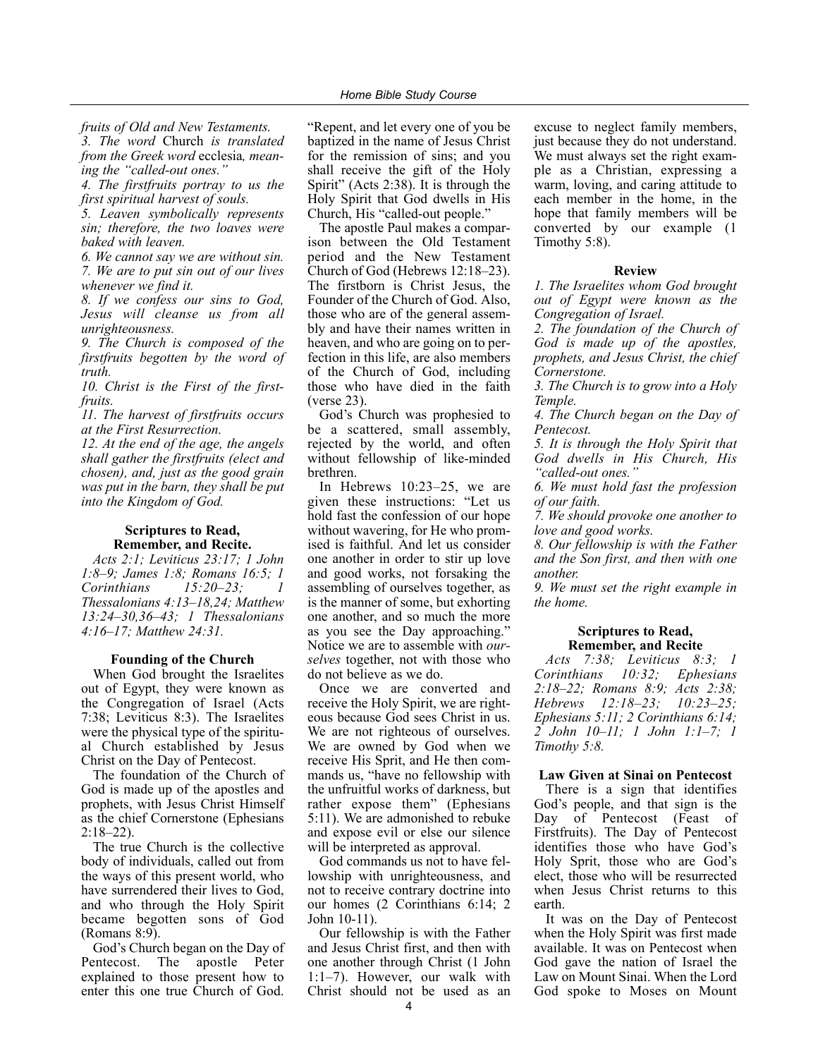*fruits of Old and New Testaments.*

*3. The word* Church *is translated from the Greek word* ecclesia*, meaning the "called-out ones."*

*4. The firstfruits portray to us the first spiritual harvest of souls.*

*5. Leaven symbolically represents sin; therefore, the two loaves were baked with leaven.*

*6. We cannot say we are without sin.*

*7. We are to put sin out of our lives whenever we find it.*

*8. If we confess our sins to God, Jesus will cleanse us from all unrighteousness.*

*9. The Church is composed of the firstfruits begotten by the word of truth.*

*10. Christ is the First of the firstfruits.*

*11. The harvest of firstfruits occurs at the First Resurrection.*

*12. At the end of the age, the angels shall gather the firstfruits (elect and chosen), and, just as the good grain was put in the barn, they shall be put into the Kingdom of God.*

**Scriptures to Read, Remember, and Recite.**

*Acts 2:1; Leviticus 23:17; 1 John 1:8–9; James 1:8; Romans 16:5; 1 Corinthians 15:20–23; 1 Thessalonians 4:13–18,24; Matthew 13:24–30,36–43; 1 Thessalonians 4:16–17; Matthew 24:31.*

**Founding of the Church**

When God brought the Israelites out of Egypt, they were known as the Congregation of Israel (Acts 7:38; Leviticus 8:3). The Israelites were the physical type of the spiritual Church established by Jesus Christ on the Day of Pentecost.

The foundation of the Church of God is made up of the apostles and prophets, with Jesus Christ Himself as the chief Cornerstone (Ephesians 2:18–22).

The true Church is the collective body of individuals, called out from the ways of this present world, who have surrendered their lives to God, and who through the Holy Spirit became begotten sons of God (Romans 8:9).

God's Church began on the Day of Pentecost. The apostle Peter explained to those present how to enter this one true Church of God. "Repent, and let every one of you be baptized in the name of Jesus Christ for the remission of sins; and you shall receive the gift of the Holy Spirit" (Acts 2:38). It is through the Holy Spirit that God dwells in His Church, His "called-out people."

The apostle Paul makes a comparison between the Old Testament period and the New Testament Church of God (Hebrews 12:18–23). The firstborn is Christ Jesus, the Founder of the Church of God. Also, those who are of the general assembly and have their names written in heaven, and who are going on to perfection in this life, are also members of the Church of God, including those who have died in the faith (verse 23).

God's Church was prophesied to be a scattered, small assembly, rejected by the world, and often without fellowship of like-minded brethren.

In Hebrews 10:23–25, we are given these instructions: "Let us hold fast the confession of our hope without wavering, for He who promised is faithful. And let us consider one another in order to stir up love and good works, not forsaking the assembling of ourselves together, as is the manner of some, but exhorting one another, and so much the more as you see the Day approaching." Notice we are to assemble with *ourselves* together, not with those who do not believe as we do.

Once we are converted and receive the Holy Spirit, we are righteous because God sees Christ in us. We are not righteous of ourselves. We are owned by God when we receive His Sprit, and He then commands us, "have no fellowship with the unfruitful works of darkness, but rather expose them" (Ephesians 5:11). We are admonished to rebuke and expose evil or else our silence will be interpreted as approval.

God commands us not to have fellowship with unrighteousness, and not to receive contrary doctrine into our homes (2 Corinthians 6:14; 2 John 10-11).

Our fellowship is with the Father and Jesus Christ first, and then with one another through Christ (1 John 1:1–7). However, our walk with Christ should not be used as an excuse to neglect family members, just because they do not understand. We must always set the right example as a Christian, expressing a warm, loving, and caring attitude to each member in the home, in the hope that family members will be converted by our example (1 Timothy 5:8).

**Review**

*1. The Israelites whom God brought out of Egypt were known as the Congregation of Israel.*

*2. The foundation of the Church of God is made up of the apostles, prophets, and Jesus Christ, the chief Cornerstone.*

*3. The Church is to grow into a Holy Temple.*

*4. The Church began on the Day of Pentecost.*

*5. It is through the Holy Spirit that God dwells in His Church, His "called-out ones."*

*6. We must hold fast the profession of our faith.*

*7. We should provoke one another to love and good works.*

*8. Our fellowship is with the Father and the Son first, and then with one another.*

*9. We must set the right example in the home.*

**Scriptures to Read, Remember, and Recite**

*Acts 7:38; Leviticus 8:3; 1 Corinthians 10:32; Ephesians 2:18–22; Romans 8:9; Acts 2:38; Hebrews 12:18–23; 10:23–25; Ephesians 5:11; 2 Corinthians 6:14; 2 John 10–11; 1 John 1:1–7; 1 Timothy 5:8.*

**Law Given at Sinai on Pentecost**

There is a sign that identifies God's people, and that sign is the Day of Pentecost (Feast of Firstfruits). The Day of Pentecost identifies those who have God's Holy Sprit, those who are God's elect, those who will be resurrected when Jesus Christ returns to this earth.

It was on the Day of Pentecost when the Holy Spirit was first made available. It was on Pentecost when God gave the nation of Israel the Law on Mount Sinai. When the Lord God spoke to Moses on Mount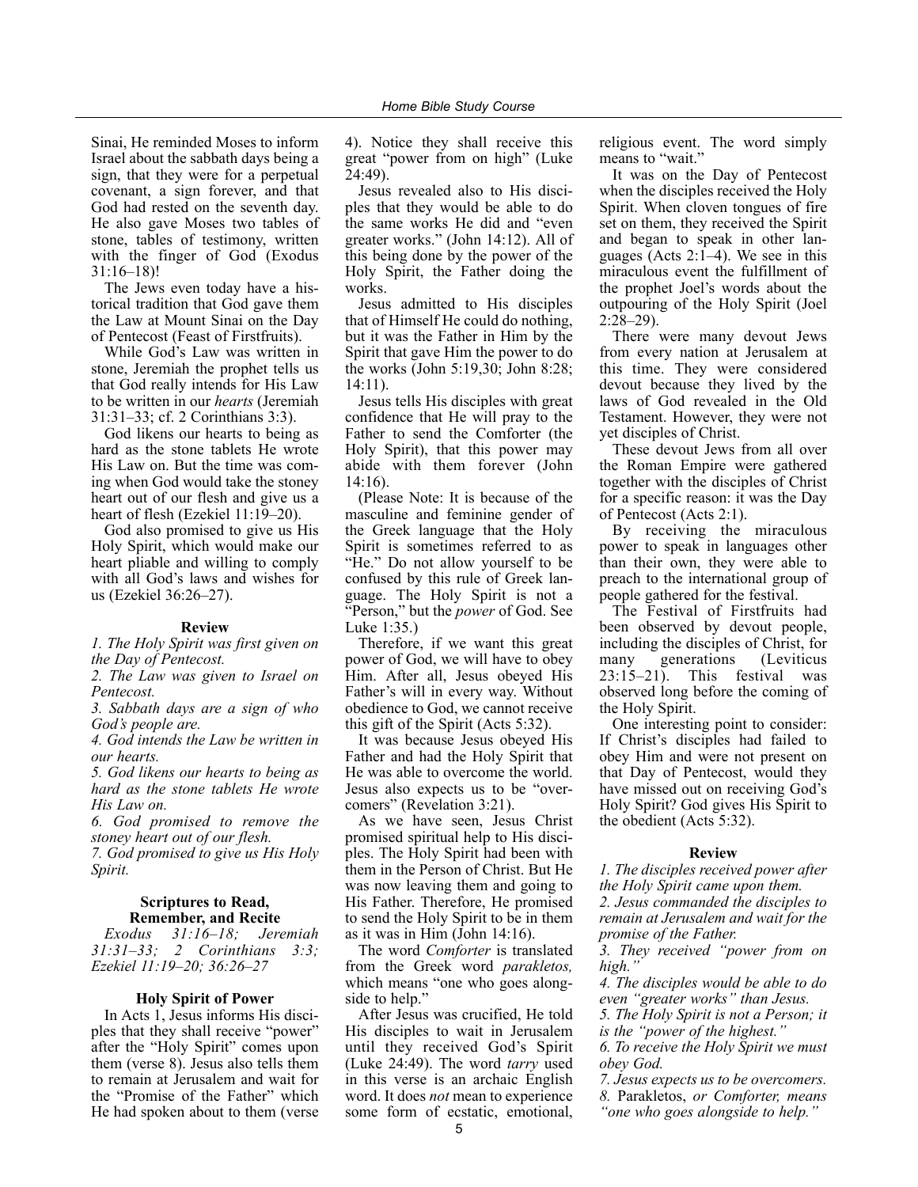Sinai, He reminded Moses to inform Israel about the sabbath days being a sign, that they were for a perpetual covenant, a sign forever, and that God had rested on the seventh day. He also gave Moses two tables of stone, tables of testimony, written with the finger of God (Exodus 31:16–18)!

The Jews even today have a historical tradition that God gave them the Law at Mount Sinai on the Day of Pentecost (Feast of Firstfruits).

While God's Law was written in stone, Jeremiah the prophet tells us that God really intends for His Law to be written in our *hearts* (Jeremiah 31:31–33; cf. 2 Corinthians 3:3).

God likens our hearts to being as hard as the stone tablets He wrote His Law on. But the time was coming when God would take the stoney heart out of our flesh and give us a heart of flesh (Ezekiel 11:19–20).

God also promised to give us His Holy Spirit, which would make our heart pliable and willing to comply with all God's laws and wishes for us (Ezekiel 36:26–27).

**Review**

*1. The Holy Spirit was first given on the Day of Pentecost.*

*2. The Law was given to Israel on Pentecost.*

*3. Sabbath days are a sign of who God's people are.*

*4. God intends the Law be written in our hearts.*

*5. God likens our hearts to being as hard as the stone tablets He wrote His Law on.*

*6. God promised to remove the stoney heart out of our flesh.*

*7. God promised to give us His Holy Spirit.*

**Scriptures to Read, Remember, and Recite**

*Exodus 31:16–18; Jeremiah 31:31–33; 2 Corinthians 3:3; Ezekiel 11:19–20; 36:26–27*

### Holy Spirit of Power

In Acts 1, Jesus informs His disciples that they shall receive "power" after the "Holy Spirit" comes upon them (verse 8). Jesus also tells them to remain at Jerusalem and wait for the "Promise of the Father" which He had spoken about to them (verse 4). Notice they shall receive this great "power from on high" (Luke 24:49).

Jesus revealed also to His disciples that they would be able to do the same works He did and "even greater works." (John 14:12). All of this being done by the power of the Holy Spirit, the Father doing the works.

Jesus admitted to His disciples that of Himself He could do nothing, but it was the Father in Him by the Spirit that gave Him the power to do the works (John 5:19,30; John 8:28; 14:11).

Jesus tells His disciples with great confidence that He will pray to the Father to send the Comforter (the Holy Spirit), that this power may abide with them forever (John 14:16).

(Please Note: It is because of the masculine and feminine gender of the Greek language that the Holy Spirit is sometimes referred to as "He." Do not allow yourself to be confused by this rule of Greek language. The Holy Spirit is not a "Person," but the *power* of God. See Luke 1:35.)

Therefore, if we want this great power of God, we will have to obey Him. After all, Jesus obeyed His Father's will in every way. Without obedience to God, we cannot receive this gift of the Spirit (Acts 5:32).

It was because Jesus obeyed His Father and had the Holy Spirit that He was able to overcome the world. Jesus also expects us to be "overcomers" (Revelation 3:21).

As we have seen, Jesus Christ promised spiritual help to His disciples. The Holy Spirit had been with them in the Person of Christ. But He was now leaving them and going to His Father. Therefore, He promised to send the Holy Spirit to be in them as it was in Him (John 14:16).

The word *Comforter* is translated from the Greek word *parakletos,* which means "one who goes alongside to help."

After Jesus was crucified, He told His disciples to wait in Jerusalem until they received God's Spirit (Luke 24:49). The word *tarry* used in this verse is an archaic English word. It does *not* mean to experience some form of ecstatic, emotional, religious event. The word simply means to "wait."

It was on the Day of Pentecost when the disciples received the Holy Spirit. When cloven tongues of fire set on them, they received the Spirit and began to speak in other languages (Acts 2:1–4). We see in this miraculous event the fulfillment of the prophet Joel's words about the outpouring of the Holy Spirit (Joel 2:28–29).

There were many devout Jews from every nation at Jerusalem at this time. They were considered devout because they lived by the laws of God revealed in the Old Testament. However, they were not yet disciples of Christ.

These devout Jews from all over the Roman Empire were gathered together with the disciples of Christ for a specific reason: it was the Day of Pentecost (Acts 2:1).

By receiving the miraculous power to speak in languages other than their own, they were able to preach to the international group of people gathered for the festival.

The Festival of Firstfruits had been observed by devout people, including the disciples of Christ, for many generations (Leviticus 23:15–21). This festival was observed long before the coming of the Holy Spirit.

One interesting point to consider: If Christ's disciples had failed to obey Him and were not present on that Day of Pentecost, would they have missed out on receiving God's Holy Spirit? God gives His Spirit to the obedient (Acts 5:32).

**Review**

*1. The disciples received power after the Holy Spirit came upon them.*

*2. Jesus commanded the disciples to remain at Jerusalem and wait for the promise of the Father.*

*3. They received "power from on high."*

*4. The disciples would be able to do even "greater works" than Jesus.*

*5. The Holy Spirit is not a Person; it is the "power of the highest."*

*6. To receive the Holy Spirit we must obey God.*

*7. Jesus expects us to be overcomers.*

*8.* Parakletos, *or Comforter, means "one who goes alongside to help."*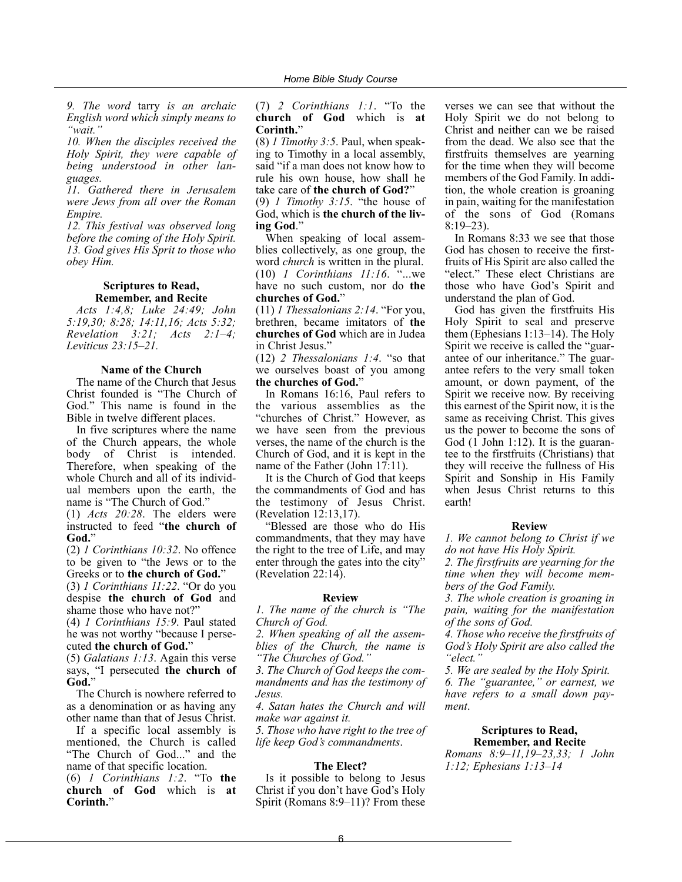*9. The word* tarry *is an archaic English word which simply means to "wait."*

*10. When the disciples received the Holy Spirit, they were capable of being understood in other languages.*

*11. Gathered there in Jerusalem were Jews from all over the Roman Empire.*

*12. This festival was observed long before the coming of the Holy Spirit.*

*13. God gives His Sprit to those who obey Him.*

### Scriptures to Read, Remember, and Recite

*Acts 1:4,8; Luke 24:49; John 5:19,30; 8:28; 14:11,16; Acts 5:32; Revelation 3:21; Acts 2:1–4; Leviticus 23:15–21.*

### Name of the Church

The name of the Church that Jesus Christ founded is "The Church of God." This name is found in the Bible in twelve different places.

In five scriptures where the name of the Church appears, the whole body of Christ is intended. Therefore, when speaking of the whole Church and all of its individual members upon the earth, the name is "The Church of God."

(1) *Acts 20:28*. The elders were instructed to feed "**the church of God.**"

(2) *1 Corinthians 10:32*. No offence to be given to "the Jews or to the Greeks or to **the church of God.**"

(3) *1 Corinthians 11:22*. "Or do you despise **the church of God** and shame those who have not?"

(4) *1 Corinthians 15:9*. Paul stated he was not worthy "because I persecuted **the church of God.**"

(5) *Galatians 1:13*. Again this verse says, "I persecuted **the church of God.**"

The Church is nowhere referred to as a denomination or as having any other name than that of Jesus Christ.

If a specific local assembly is mentioned, the Church is called "The Church of God..." and the name of that specific location.

(6) *1 Corinthians 1:2*. "To **the church of God** which is **at Corinth.**"

(7) *2 Corinthians 1:1*. "To the **church of God** which is **at Corinth.**"

(8) *1 Timothy 3:5*. Paul, when speaking to Timothy in a local assembly, said "if a man does not know how to rule his own house, how shall he take care of **the church of God?**"

(9) *1 Timothy 3:15*. "the house of God, which is **the church of the living God**."

When speaking of local assemblies collectively, as one group, the word *church* is written in the plural.

(10) *1 Corinthians 11:16*. "...we have no such custom, nor do **the churches of God.**"

(11) *1 Thessalonians 2:14*. "For you, brethren, became imitators of **the churches of God** which are in Judea in Christ Jesus."

(12) *2 Thessalonians 1:4*. "so that we ourselves boast of you among **the churches of God.**"

In Romans 16:16, Paul refers to the various assemblies as the "churches of Christ." However, as we have seen from the previous verses, the name of the church is the Church of God, and it is kept in the name of the Father (John 17:11).

It is the Church of God that keeps the commandments of God and has the testimony of Jesus Christ. (Revelation 12:13,17).

"Blessed are those who do His commandments, that they may have the right to the tree of Life, and may enter through the gates into the city" (Revelation 22:14).

### Review

*1. The name of the church is "The Church of God.*

*2. When speaking of all the assemblies of the Church, the name is "The Churches of God."*

*3. The Church of God keeps the commandments and has the testimony of Jesus.*

*4. Satan hates the Church and will make war against it.*

*5. Those who have right to the tree of life keep God's commandments*.

### The Elect?

Is it possible to belong to Jesus Christ if you don't have God's Holy Spirit (Romans 8:9–11)? From these verses we can see that without the Holy Spirit we do not belong to Christ and neither can we be raised from the dead. We also see that the firstfruits themselves are yearning for the time when they will become members of the God Family. In addition, the whole creation is groaning in pain, waiting for the manifestation of the sons of God (Romans 8:19–23).

In Romans 8:33 we see that those God has chosen to receive the firstfruits of His Spirit are also called the "elect." These elect Christians are those who have God's Spirit and understand the plan of God.

God has given the firstfruits His Holy Spirit to seal and preserve them (Ephesians 1:13–14). The Holy Spirit we receive is called the "guarantee of our inheritance." The guarantee refers to the very small token amount, or down payment, of the Spirit we receive now. By receiving this earnest of the Spirit now, it is the same as receiving Christ. This gives us the power to become the sons of God (1 John 1:12). It is the guarantee to the firstfruits (Christians) that they will receive the fullness of His Spirit and Sonship in His Family when Jesus Christ returns to this earth!

### Review

*1. We cannot belong to Christ if we do not have His Holy Spirit.*

*2. The firstfruits are yearning for the time when they will become members of the God Family.*

*3. The whole creation is groaning in pain, waiting for the manifestation of the sons of God.*

*4. Those who receive the firstfruits of God's Holy Spirit are also called the "elect."*

*5. We are sealed by the Holy Spirit.*

*6. The "guarantee," or earnest, we have refers to a small down payment*.

### Scriptures to Read, Remember, and Recite

*Romans 8:9–11,19–23,33; 1 John 1:12; Ephesians 1:13–14*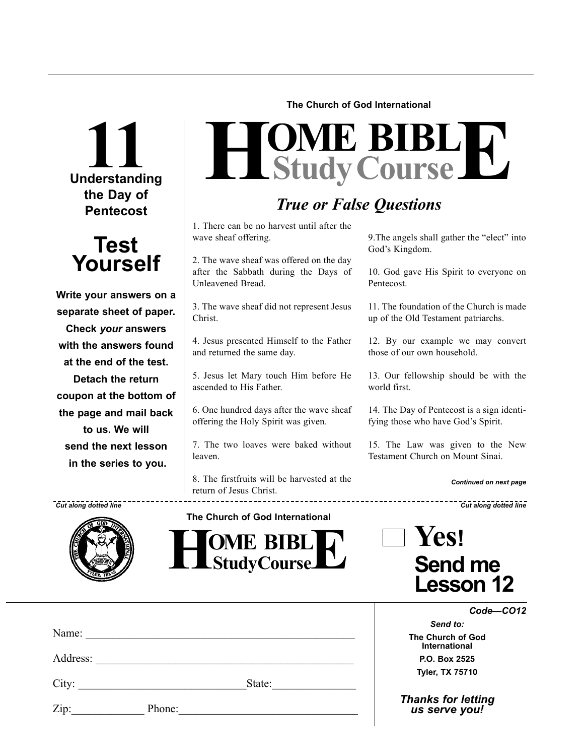# 11

## Understanding the Day of Pentecost

## Test Yourself

**Write your answers on a separate sheet of paper. Check *your* answers with the answers found at the end of the test. Detach the return coupon at the bottom of the page and mail back to us. We will send the next lesson in the series to you.**

The Church of God International

# HOME BIBLE Study Course

## *True or False Questions*

1. There can be no harvest until after the wave sheaf offering.

2. The wave sheaf was offered on the day after the Sabbath during the Days of Unleavened Bread.

3. The wave sheaf did not represent Jesus Christ.

4. Jesus presented Himself to the Father and returned the same day.

5. Jesus let Mary touch Him before He ascended to His Father.

6. One hundred days after the wave sheaf offering the Holy Spirit was given.

7. The two loaves were baked without leaven.

8. The firstfruits will be harvested at the return of Jesus Christ.

9.The angels shall gather the "elect" into God's Kingdom.

10. God gave His Spirit to everyone on Pentecost.

11. The foundation of the Church is made up of the Old Testament patriarchs.

12. By our example we may convert those of our own household.

13. Our fellowship should be with the world first.

14. The Day of Pentecost is a sign identifying those who have God's Spirit.

15. The Law was given to the New Testament Church on Mount Sinai.

***Continued on next page***

*Cut along dotted line* ---------------------------------------- *Cut along dotted line*

The Church of God International

**HOME BIBLE StudyCourse**

☐ **Yes! Send me Lesson 12**

***Code—CO12***

Name: ______________________________________________

Address: ____________________________________________

City: ____________________________State:______________

Zip:_____________ Phone:________________________________

***Send to:***

**The Church of God International**
**P.O. Box 2525**
**Tyler, TX 75710**

***Thanks for letting us serve you!***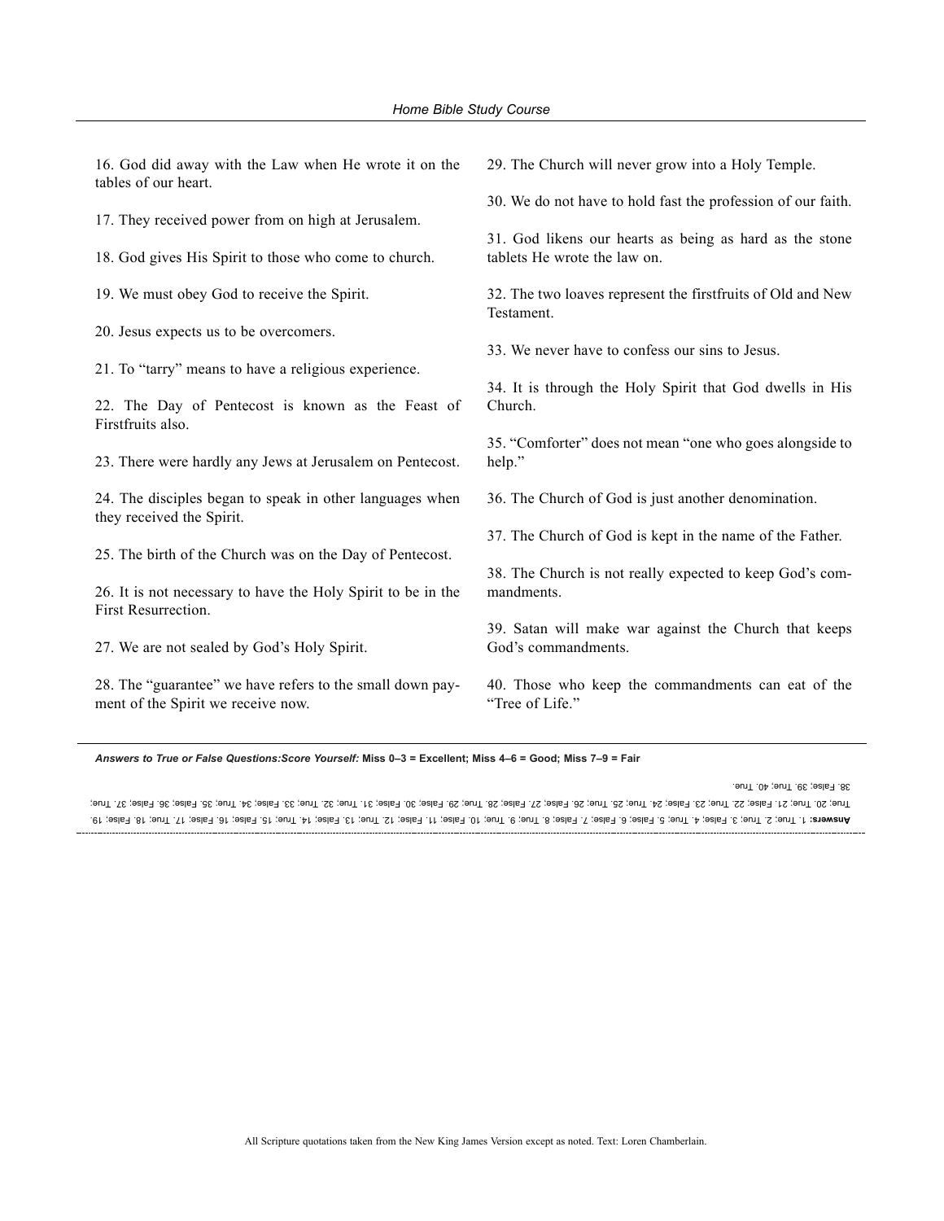16. God did away with the Law when He wrote it on the tables of our heart.

17. They received power from on high at Jerusalem.

18. God gives His Spirit to those who come to church.

19. We must obey God to receive the Spirit.

20. Jesus expects us to be overcomers.

21. To "tarry" means to have a religious experience.

22. The Day of Pentecost is known as the Feast of Firstfruits also.

23. There were hardly any Jews at Jerusalem on Pentecost.

24. The disciples began to speak in other languages when they received the Spirit.

25. The birth of the Church was on the Day of Pentecost.

26. It is not necessary to have the Holy Spirit to be in the First Resurrection.

27. We are not sealed by God's Holy Spirit.

28. The "guarantee" we have refers to the small down payment of the Spirit we receive now.

29. The Church will never grow into a Holy Temple.

30. We do not have to hold fast the profession of our faith.

31. God likens our hearts as being as hard as the stone tablets He wrote the law on.

32. The two loaves represent the firstfruits of Old and New Testament.

33. We never have to confess our sins to Jesus.

34. It is through the Holy Spirit that God dwells in His Church.

35. "Comforter" does not mean "one who goes alongside to help."

36. The Church of God is just another denomination.

37. The Church of God is kept in the name of the Father.

38. The Church is not really expected to keep God's commandments.

39. Satan will make war against the Church that keeps God's commandments.

40. Those who keep the commandments can eat of the "Tree of Life."

***Answers to True or False Questions:Score Yourself:*** **Miss 0–3 = Excellent; Miss 4–6 = Good; Miss 7–9 = Fair**

**Answers:** 1. True; 2. True; 3. False; 4. True; 5. False; 6. False; 7. False; 8. True; 9. True; 10. False; 11. False; 12. True; 13. False; 14. True; 15. False; 16. False; 17. True; 18. False; 19. True; 20. True; 21. False; 22. True; 23. False; 24. True; 25. True; 26. False; 27. False; 28. True; 29. False; 30. False; 31. True; 32. True; 33. False; 34. True; 35. False; 36. False; 37. True; 38. False; 39. True; 40. True.

All Scripture quotations taken from the New King James Version except as noted. Text: Loren Chamberlain.